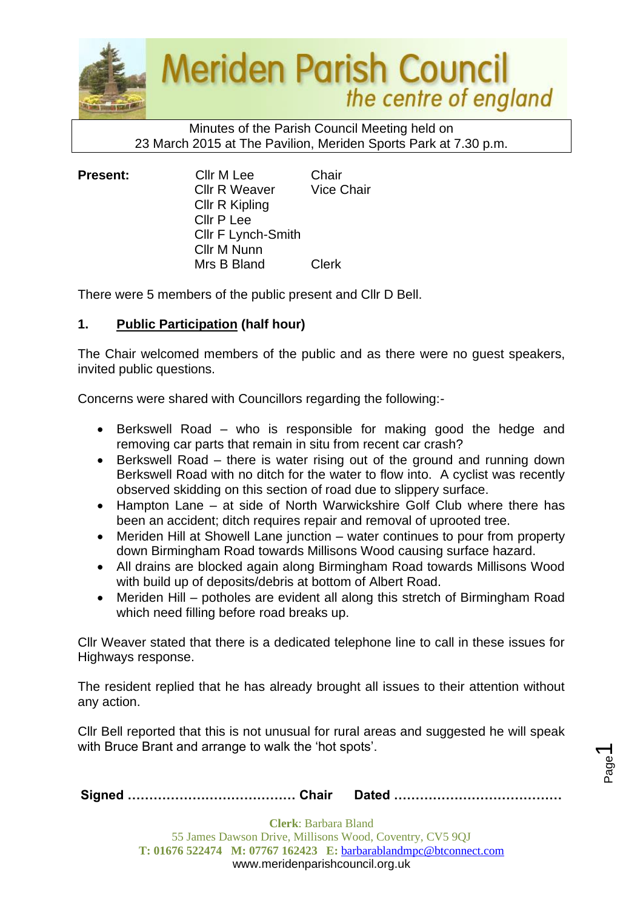# Meriden Parish Council

*the centre of england*

Minutes of the Parish Council Meeting held on
23 March 2015 at The Pavilion, Meriden Sports Park at 7.30 p.m.

**Present:**

| | | |
|---|---|---|
| Cllr M Lee | Chair |
| Cllr R Weaver | Vice Chair |
| Cllr R Kipling | |
| Cllr P Lee | |
| Cllr F Lynch-Smith | |
| Cllr M Nunn | |
| Mrs B Bland | Clerk |

There were 5 members of the public present and Cllr D Bell.

## 1. Public Participation (half hour)

The Chair welcomed members of the public and as there were no guest speakers, invited public questions.

Concerns were shared with Councillors regarding the following:-

- Berkswell Road – who is responsible for making good the hedge and removing car parts that remain in situ from recent car crash?
- Berkswell Road – there is water rising out of the ground and running down Berkswell Road with no ditch for the water to flow into. A cyclist was recently observed skidding on this section of road due to slippery surface.
- Hampton Lane – at side of North Warwickshire Golf Club where there has been an accident; ditch requires repair and removal of uprooted tree.
- Meriden Hill at Showell Lane junction – water continues to pour from property down Birmingham Road towards Millisons Wood causing surface hazard.
- All drains are blocked again along Birmingham Road towards Millisons Wood with build up of deposits/debris at bottom of Albert Road.
- Meriden Hill – potholes are evident all along this stretch of Birmingham Road which need filling before road breaks up.

Cllr Weaver stated that there is a dedicated telephone line to call in these issues for Highways response.

The resident replied that he has already brought all issues to their attention without any action.

Cllr Bell reported that this is not unusual for rural areas and suggested he will speak with Bruce Brant and arrange to walk the 'hot spots'.

**Signed ………………………………… Chair  Dated …………………………………**

**Clerk**: Barbara Bland
55 James Dawson Drive, Millisons Wood, Coventry, CV5 9QJ
**T: 01676 522474  M: 07767 162423  E:** barbarablandmpc@btconnect.com
www.meridenparishcouncil.org.uk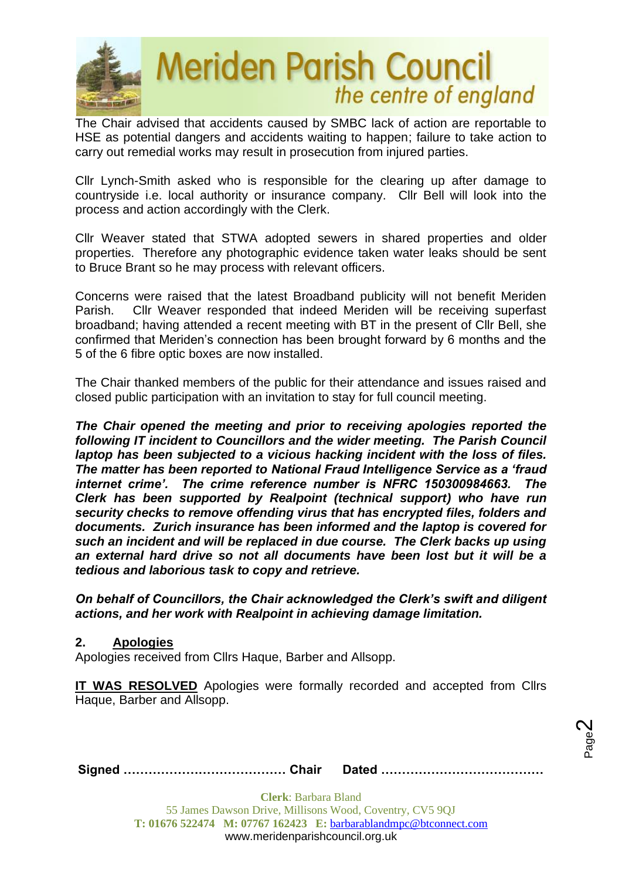The Chair advised that accidents caused by SMBC lack of action are reportable to HSE as potential dangers and accidents waiting to happen; failure to take action to carry out remedial works may result in prosecution from injured parties.

Cllr Lynch-Smith asked who is responsible for the clearing up after damage to countryside i.e. local authority or insurance company. Cllr Bell will look into the process and action accordingly with the Clerk.

Cllr Weaver stated that STWA adopted sewers in shared properties and older properties. Therefore any photographic evidence taken water leaks should be sent to Bruce Brant so he may process with relevant officers.

Concerns were raised that the latest Broadband publicity will not benefit Meriden Parish. Cllr Weaver responded that indeed Meriden will be receiving superfast broadband; having attended a recent meeting with BT in the present of Cllr Bell, she confirmed that Meriden's connection has been brought forward by 6 months and the 5 of the 6 fibre optic boxes are now installed.

The Chair thanked members of the public for their attendance and issues raised and closed public participation with an invitation to stay for full council meeting.

***The Chair opened the meeting and prior to receiving apologies reported the following IT incident to Councillors and the wider meeting. The Parish Council laptop has been subjected to a vicious hacking incident with the loss of files. The matter has been reported to National Fraud Intelligence Service as a 'fraud internet crime'. The crime reference number is NFRC 150300984663. The Clerk has been supported by Realpoint (technical support) who have run security checks to remove offending virus that has encrypted files, folders and documents. Zurich insurance has been informed and the laptop is covered for such an incident and will be replaced in due course. The Clerk backs up using an external hard drive so not all documents have been lost but it will be a tedious and laborious task to copy and retrieve.***

***On behalf of Councillors, the Chair acknowledged the Clerk's swift and diligent actions, and her work with Realpoint in achieving damage limitation.***

## 2. Apologies

Apologies received from Cllrs Haque, Barber and Allsopp.

**IT WAS RESOLVED** Apologies were formally recorded and accepted from Cllrs Haque, Barber and Allsopp.

**Signed ………………………………… Chair   Dated …………………………………**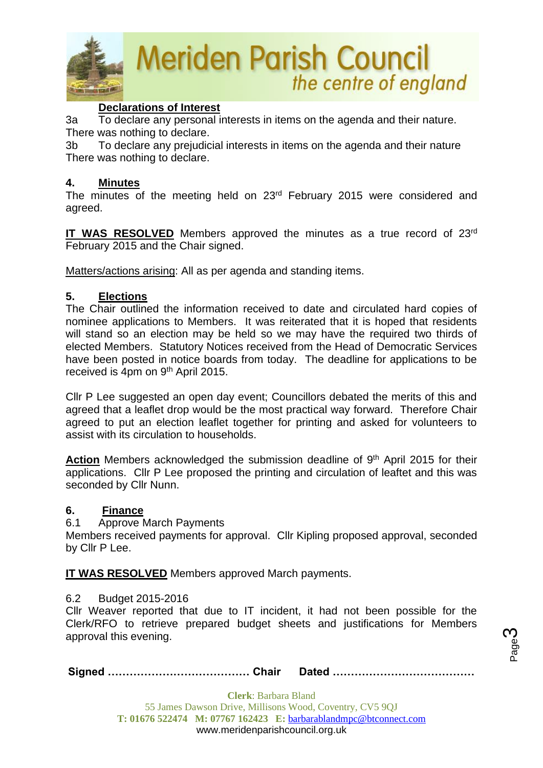**Declarations of Interest**

3a To declare any personal interests in items on the agenda and their nature.
There was nothing to declare.

3b To declare any prejudicial interests in items on the agenda and their nature
There was nothing to declare.

## 4. Minutes

The minutes of the meeting held on 23rd February 2015 were considered and agreed.

**IT WAS RESOLVED** Members approved the minutes as a true record of 23rd February 2015 and the Chair signed.

Matters/actions arising: All as per agenda and standing items.

## 5. Elections

The Chair outlined the information received to date and circulated hard copies of nominee applications to Members. It was reiterated that it is hoped that residents will stand so an election may be held so we may have the required two thirds of elected Members. Statutory Notices received from the Head of Democratic Services have been posted in notice boards from today. The deadline for applications to be received is 4pm on 9th April 2015.

Cllr P Lee suggested an open day event; Councillors debated the merits of this and agreed that a leaflet drop would be the most practical way forward. Therefore Chair agreed to put an election leaflet together for printing and asked for volunteers to assist with its circulation to households.

**Action** Members acknowledged the submission deadline of 9th April 2015 for their applications. Cllr P Lee proposed the printing and circulation of leaftet and this was seconded by Cllr Nunn.

## 6. Finance

6.1 Approve March Payments

Members received payments for approval. Cllr Kipling proposed approval, seconded by Cllr P Lee.

**IT WAS RESOLVED** Members approved March payments.

6.2 Budget 2015-2016

Cllr Weaver reported that due to IT incident, it had not been possible for the Clerk/RFO to retrieve prepared budget sheets and justifications for Members approval this evening.

**Signed ………………………………… Chair Dated …………………………………**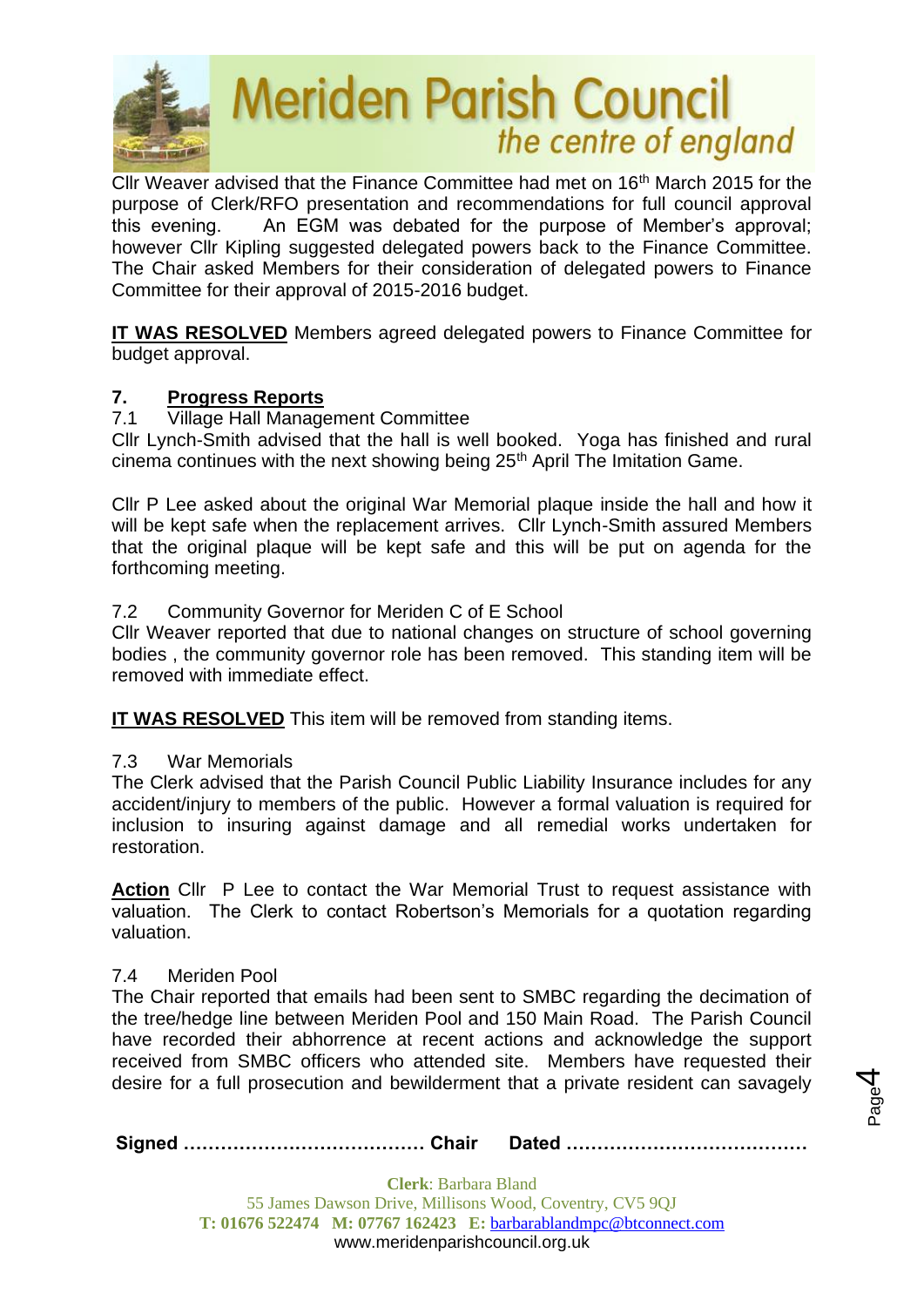Cllr Weaver advised that the Finance Committee had met on 16th March 2015 for the purpose of Clerk/RFO presentation and recommendations for full council approval this evening. An EGM was debated for the purpose of Member's approval; however Cllr Kipling suggested delegated powers back to the Finance Committee. The Chair asked Members for their consideration of delegated powers to Finance Committee for their approval of 2015-2016 budget.

**IT WAS RESOLVED** Members agreed delegated powers to Finance Committee for budget approval.

## 7. Progress Reports

7.1 Village Hall Management Committee

Cllr Lynch-Smith advised that the hall is well booked. Yoga has finished and rural cinema continues with the next showing being 25th April The Imitation Game.

Cllr P Lee asked about the original War Memorial plaque inside the hall and how it will be kept safe when the replacement arrives. Cllr Lynch-Smith assured Members that the original plaque will be kept safe and this will be put on agenda for the forthcoming meeting.

7.2 Community Governor for Meriden C of E School

Cllr Weaver reported that due to national changes on structure of school governing bodies , the community governor role has been removed. This standing item will be removed with immediate effect.

**IT WAS RESOLVED** This item will be removed from standing items.

7.3 War Memorials

The Clerk advised that the Parish Council Public Liability Insurance includes for any accident/injury to members of the public. However a formal valuation is required for inclusion to insuring against damage and all remedial works undertaken for restoration.

**Action** Cllr P Lee to contact the War Memorial Trust to request assistance with valuation. The Clerk to contact Robertson's Memorials for a quotation regarding valuation.

7.4 Meriden Pool

The Chair reported that emails had been sent to SMBC regarding the decimation of the tree/hedge line between Meriden Pool and 150 Main Road. The Parish Council have recorded their abhorrence at recent actions and acknowledge the support received from SMBC officers who attended site. Members have requested their desire for a full prosecution and bewilderment that a private resident can savagely

**Signed ………………………………… Chair Dated …………………………………**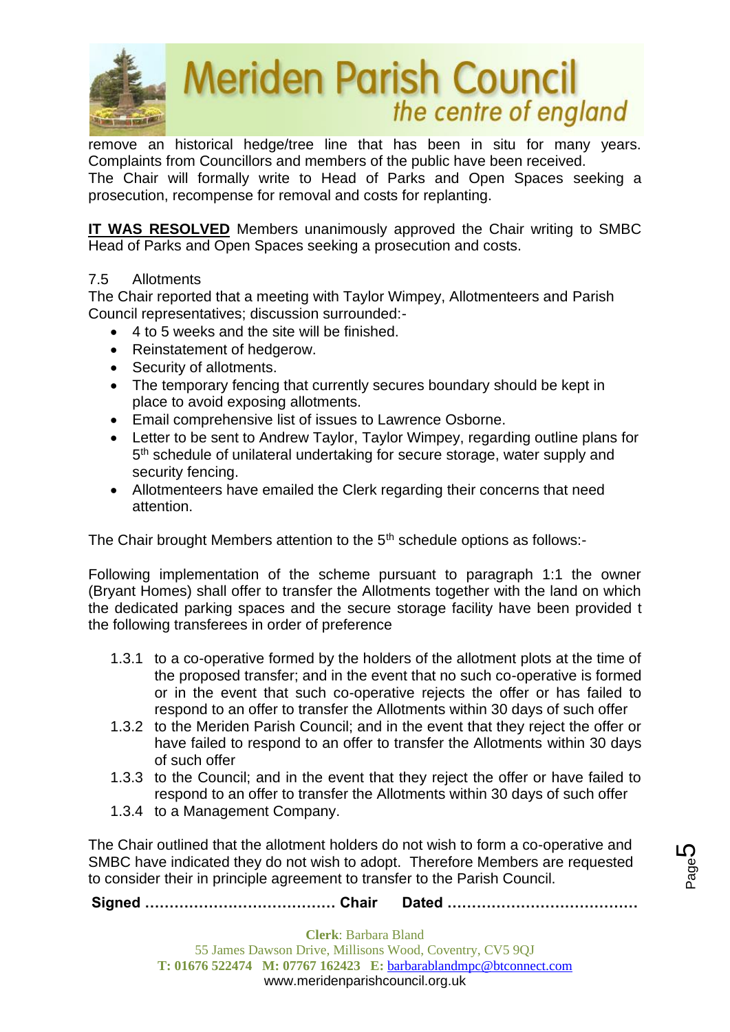remove an historical hedge/tree line that has been in situ for many years. Complaints from Councillors and members of the public have been received.
The Chair will formally write to Head of Parks and Open Spaces seeking a prosecution, recompense for removal and costs for replanting.

**IT WAS RESOLVED** Members unanimously approved the Chair writing to SMBC Head of Parks and Open Spaces seeking a prosecution and costs.

7.5 Allotments
The Chair reported that a meeting with Taylor Wimpey, Allotmenteers and Parish Council representatives; discussion surrounded:-

- 4 to 5 weeks and the site will be finished.
- Reinstatement of hedgerow.
- Security of allotments.
- The temporary fencing that currently secures boundary should be kept in place to avoid exposing allotments.
- Email comprehensive list of issues to Lawrence Osborne.
- Letter to be sent to Andrew Taylor, Taylor Wimpey, regarding outline plans for 5th schedule of unilateral undertaking for secure storage, water supply and security fencing.
- Allotmenteers have emailed the Clerk regarding their concerns that need attention.

The Chair brought Members attention to the 5th schedule options as follows:-

Following implementation of the scheme pursuant to paragraph 1:1 the owner (Bryant Homes) shall offer to transfer the Allotments together with the land on which the dedicated parking spaces and the secure storage facility have been provided t the following transferees in order of preference

- 1.3.1 to a co-operative formed by the holders of the allotment plots at the time of the proposed transfer; and in the event that no such co-operative is formed or in the event that such co-operative rejects the offer or has failed to respond to an offer to transfer the Allotments within 30 days of such offer
- 1.3.2 to the Meriden Parish Council; and in the event that they reject the offer or have failed to respond to an offer to transfer the Allotments within 30 days of such offer
- 1.3.3 to the Council; and in the event that they reject the offer or have failed to respond to an offer to transfer the Allotments within 30 days of such offer
- 1.3.4 to a Management Company.

The Chair outlined that the allotment holders do not wish to form a co-operative and SMBC have indicated they do not wish to adopt. Therefore Members are requested to consider their in principle agreement to transfer to the Parish Council.

**Signed ………………………………… Chair Dated …………………………………**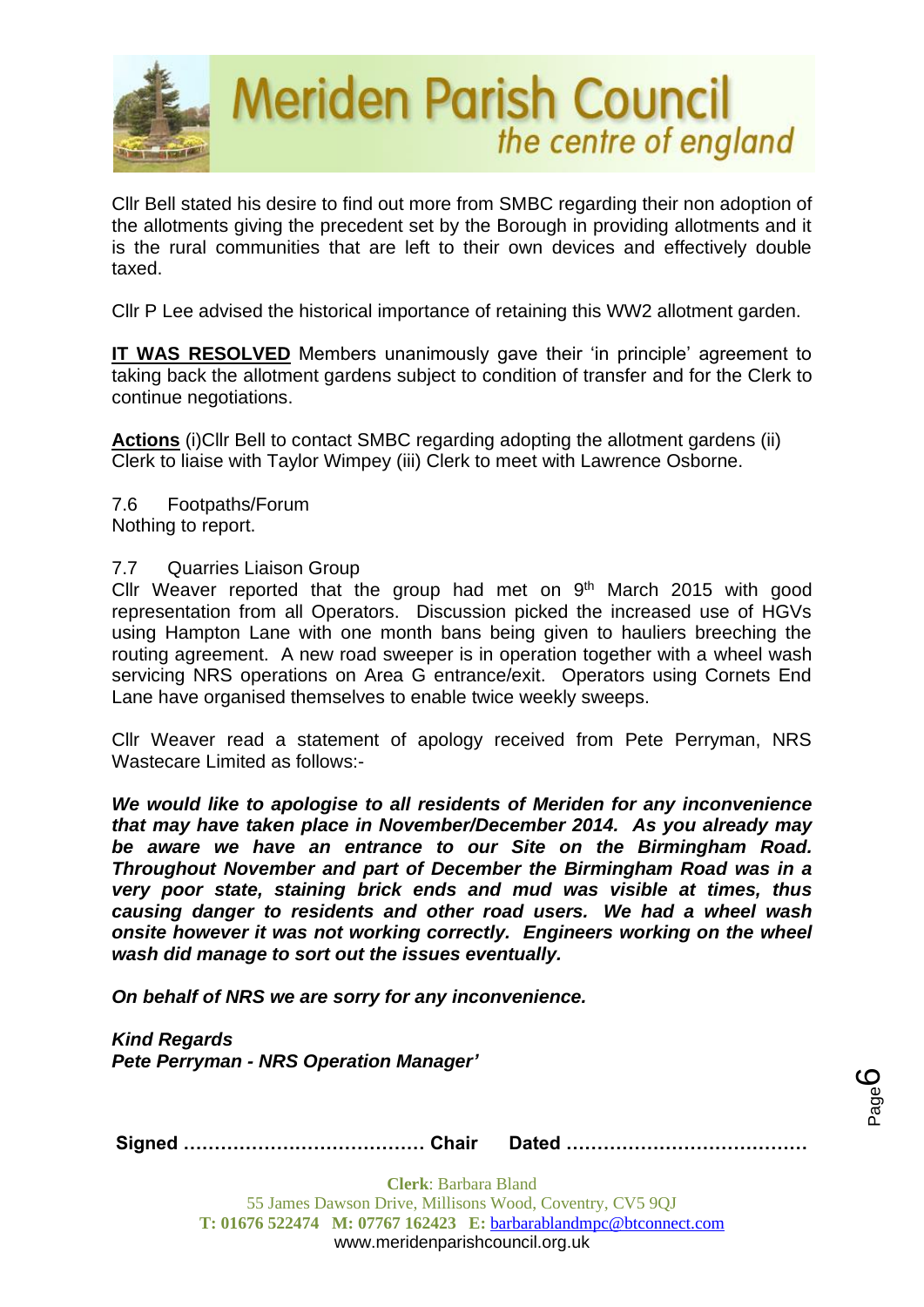Cllr Bell stated his desire to find out more from SMBC regarding their non adoption of the allotments giving the precedent set by the Borough in providing allotments and it is the rural communities that are left to their own devices and effectively double taxed.

Cllr P Lee advised the historical importance of retaining this WW2 allotment garden.

**IT WAS RESOLVED** Members unanimously gave their 'in principle' agreement to taking back the allotment gardens subject to condition of transfer and for the Clerk to continue negotiations.

**Actions** (i)Cllr Bell to contact SMBC regarding adopting the allotment gardens (ii) Clerk to liaise with Taylor Wimpey (iii) Clerk to meet with Lawrence Osborne.

7.6 Footpaths/Forum
Nothing to report.

7.7 Quarries Liaison Group
Cllr Weaver reported that the group had met on 9th March 2015 with good representation from all Operators. Discussion picked the increased use of HGVs using Hampton Lane with one month bans being given to hauliers breeching the routing agreement. A new road sweeper is in operation together with a wheel wash servicing NRS operations on Area G entrance/exit. Operators using Cornets End Lane have organised themselves to enable twice weekly sweeps.

Cllr Weaver read a statement of apology received from Pete Perryman, NRS Wastecare Limited as follows:-

***We would like to apologise to all residents of Meriden for any inconvenience that may have taken place in November/December 2014. As you already may be aware we have an entrance to our Site on the Birmingham Road. Throughout November and part of December the Birmingham Road was in a very poor state, staining brick ends and mud was visible at times, thus causing danger to residents and other road users. We had a wheel wash onsite however it was not working correctly. Engineers working on the wheel wash did manage to sort out the issues eventually.***

***On behalf of NRS we are sorry for any inconvenience.***

***Kind Regards***
***Pete Perryman - NRS Operation Manager'***

**Signed ………………………………… Chair Dated …………………………………**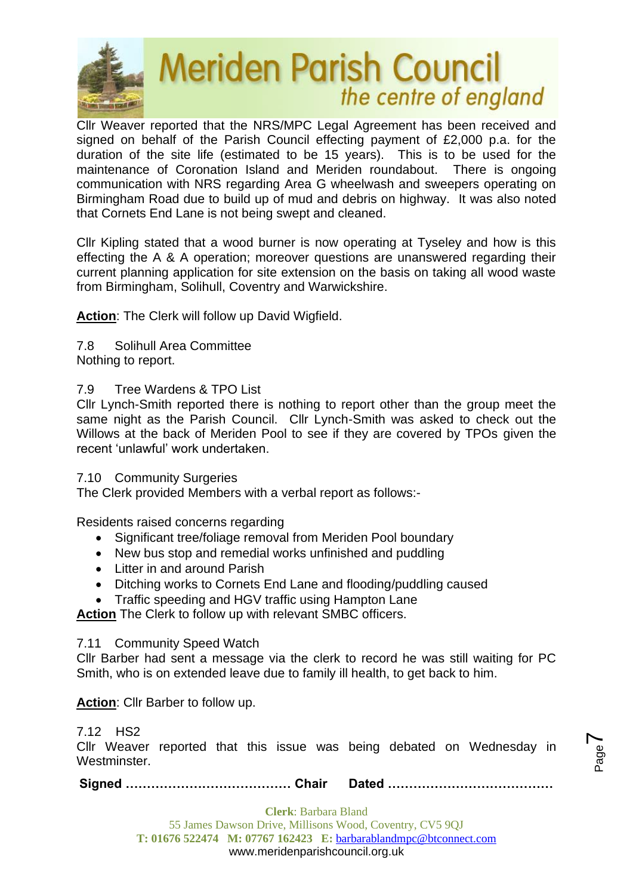Cllr Weaver reported that the NRS/MPC Legal Agreement has been received and signed on behalf of the Parish Council effecting payment of £2,000 p.a. for the duration of the site life (estimated to be 15 years). This is to be used for the maintenance of Coronation Island and Meriden roundabout. There is ongoing communication with NRS regarding Area G wheelwash and sweepers operating on Birmingham Road due to build up of mud and debris on highway. It was also noted that Cornets End Lane is not being swept and cleaned.

Cllr Kipling stated that a wood burner is now operating at Tyseley and how is this effecting the A & A operation; moreover questions are unanswered regarding their current planning application for site extension on the basis on taking all wood waste from Birmingham, Solihull, Coventry and Warwickshire.

**Action**: The Clerk will follow up David Wigfield.

7.8 Solihull Area Committee
Nothing to report.

7.9 Tree Wardens & TPO List
Cllr Lynch-Smith reported there is nothing to report other than the group meet the same night as the Parish Council. Cllr Lynch-Smith was asked to check out the Willows at the back of Meriden Pool to see if they are covered by TPOs given the recent 'unlawful' work undertaken.

7.10 Community Surgeries
The Clerk provided Members with a verbal report as follows:-

Residents raised concerns regarding

- Significant tree/foliage removal from Meriden Pool boundary
- New bus stop and remedial works unfinished and puddling
- Litter in and around Parish
- Ditching works to Cornets End Lane and flooding/puddling caused
- Traffic speeding and HGV traffic using Hampton Lane

**Action** The Clerk to follow up with relevant SMBC officers.

7.11 Community Speed Watch
Cllr Barber had sent a message via the clerk to record he was still waiting for PC Smith, who is on extended leave due to family ill health, to get back to him.

**Action**: Cllr Barber to follow up.

7.12 HS2
Cllr Weaver reported that this issue was being debated on Wednesday in Westminster.

**Signed ………………………………… Chair Dated …………………………………**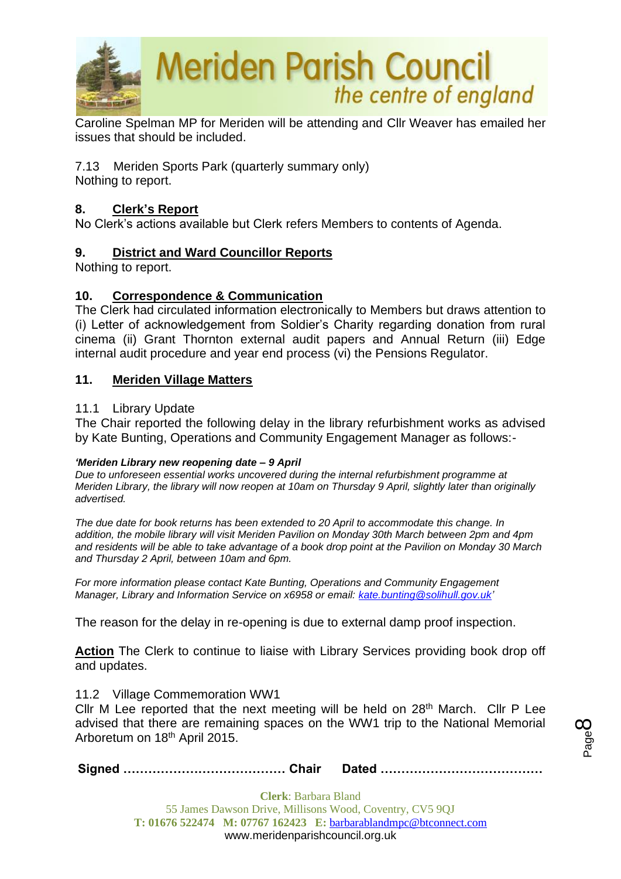Caroline Spelman MP for Meriden will be attending and Cllr Weaver has emailed her issues that should be included.

7.13 Meriden Sports Park (quarterly summary only)
Nothing to report.

## 8. Clerk's Report

No Clerk's actions available but Clerk refers Members to contents of Agenda.

## 9. District and Ward Councillor Reports

Nothing to report.

## 10. Correspondence & Communication

The Clerk had circulated information electronically to Members but draws attention to (i) Letter of acknowledgement from Soldier's Charity regarding donation from rural cinema (ii) Grant Thornton external audit papers and Annual Return (iii) Edge internal audit procedure and year end process (vi) the Pensions Regulator.

## 11. Meriden Village Matters

11.1 Library Update
The Chair reported the following delay in the library refurbishment works as advised by Kate Bunting, Operations and Community Engagement Manager as follows:-

***'Meriden Library new reopening date – 9 April***
*Due to unforeseen essential works uncovered during the internal refurbishment programme at Meriden Library, the library will now reopen at 10am on Thursday 9 April, slightly later than originally advertised.*

*The due date for book returns has been extended to 20 April to accommodate this change. In addition, the mobile library will visit Meriden Pavilion on Monday 30th March between 2pm and 4pm and residents will be able to take advantage of a book drop point at the Pavilion on Monday 30 March and Thursday 2 April, between 10am and 6pm.*

*For more information please contact Kate Bunting, Operations and Community Engagement Manager, Library and Information Service on x6958 or email: kate.bunting@solihull.gov.uk'*

The reason for the delay in re-opening is due to external damp proof inspection.

**Action** The Clerk to continue to liaise with Library Services providing book drop off and updates.

11.2 Village Commemoration WW1
Cllr M Lee reported that the next meeting will be held on 28th March. Cllr P Lee advised that there are remaining spaces on the WW1 trip to the National Memorial Arboretum on 18th April 2015.

**Signed ………………………………… Chair Dated …………………………………**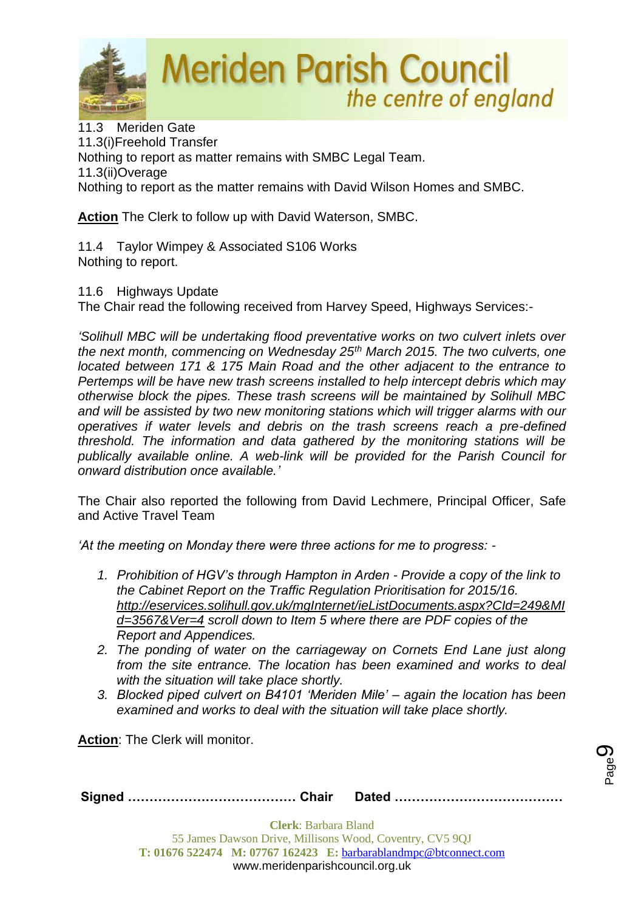11.3 Meriden Gate

11.3(i)Freehold Transfer

Nothing to report as matter remains with SMBC Legal Team.

11.3(ii)Overage

Nothing to report as the matter remains with David Wilson Homes and SMBC.

**Action** The Clerk to follow up with David Waterson, SMBC.

11.4 Taylor Wimpey & Associated S106 Works

Nothing to report.

11.6 Highways Update

The Chair read the following received from Harvey Speed, Highways Services:-

*'Solihull MBC will be undertaking flood preventative works on two culvert inlets over the next month, commencing on Wednesday 25th March 2015. The two culverts, one located between 171 & 175 Main Road and the other adjacent to the entrance to Pertemps will be have new trash screens installed to help intercept debris which may otherwise block the pipes. These trash screens will be maintained by Solihull MBC and will be assisted by two new monitoring stations which will trigger alarms with our operatives if water levels and debris on the trash screens reach a pre-defined threshold. The information and data gathered by the monitoring stations will be publically available online. A web-link will be provided for the Parish Council for onward distribution once available.'*

The Chair also reported the following from David Lechmere, Principal Officer, Safe and Active Travel Team

*'At the meeting on Monday there were three actions for me to progress: -*

1. *Prohibition of HGV's through Hampton in Arden - Provide a copy of the link to the Cabinet Report on the Traffic Regulation Prioritisation for 2015/16. http://eservices.solihull.gov.uk/mgInternet/ieListDocuments.aspx?CId=249&MId=3567&Ver=4 scroll down to Item 5 where there are PDF copies of the Report and Appendices.*
2. *The ponding of water on the carriageway on Cornets End Lane just along from the site entrance. The location has been examined and works to deal with the situation will take place shortly.*
3. *Blocked piped culvert on B4101 'Meriden Mile' – again the location has been examined and works to deal with the situation will take place shortly.*

**Action**: The Clerk will monitor.

**Signed ………………………………… Chair Dated …………………………………**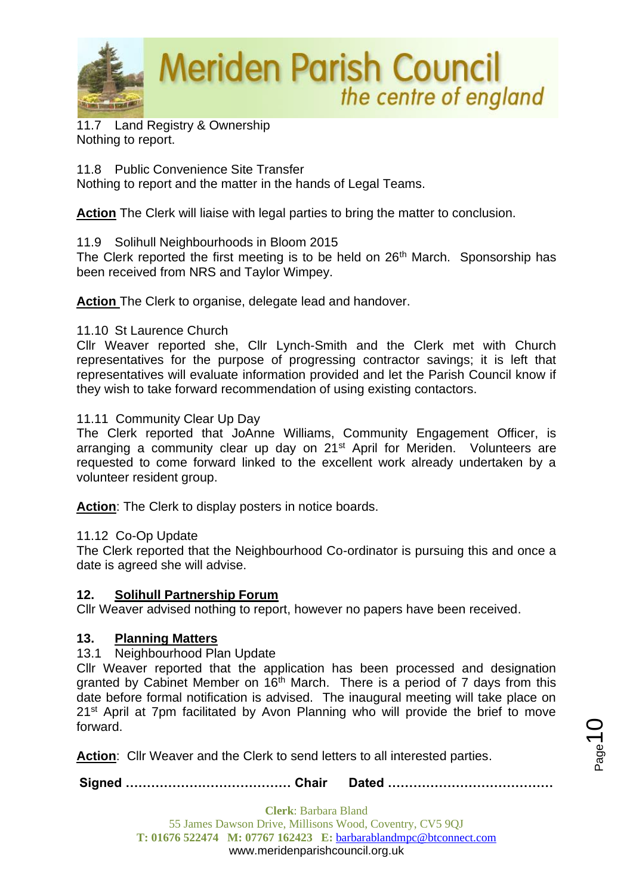11.7 Land Registry & Ownership
Nothing to report.

11.8 Public Convenience Site Transfer
Nothing to report and the matter in the hands of Legal Teams.

**Action** The Clerk will liaise with legal parties to bring the matter to conclusion.

11.9 Solihull Neighbourhoods in Bloom 2015
The Clerk reported the first meeting is to be held on 26th March. Sponsorship has been received from NRS and Taylor Wimpey.

**Action** The Clerk to organise, delegate lead and handover.

11.10 St Laurence Church
Cllr Weaver reported she, Cllr Lynch-Smith and the Clerk met with Church representatives for the purpose of progressing contractor savings; it is left that representatives will evaluate information provided and let the Parish Council know if they wish to take forward recommendation of using existing contactors.

11.11 Community Clear Up Day
The Clerk reported that JoAnne Williams, Community Engagement Officer, is arranging a community clear up day on 21st April for Meriden. Volunteers are requested to come forward linked to the excellent work already undertaken by a volunteer resident group.

**Action**: The Clerk to display posters in notice boards.

11.12 Co-Op Update
The Clerk reported that the Neighbourhood Co-ordinator is pursuing this and once a date is agreed she will advise.

## 12. Solihull Partnership Forum

Cllr Weaver advised nothing to report, however no papers have been received.

## 13. Planning Matters

13.1 Neighbourhood Plan Update
Cllr Weaver reported that the application has been processed and designation granted by Cabinet Member on 16th March. There is a period of 7 days from this date before formal notification is advised. The inaugural meeting will take place on 21st April at 7pm facilitated by Avon Planning who will provide the brief to move forward.

**Action**: Cllr Weaver and the Clerk to send letters to all interested parties.

**Signed ………………………………… Chair Dated …………………………………**

**Clerk**: Barbara Bland
55 James Dawson Drive, Millisons Wood, Coventry, CV5 9QJ
**T:** 01676 522474 **M:** 07767 162423 **E:** barbarablandmpc@btconnect.com
www.meridenparishcouncil.org.uk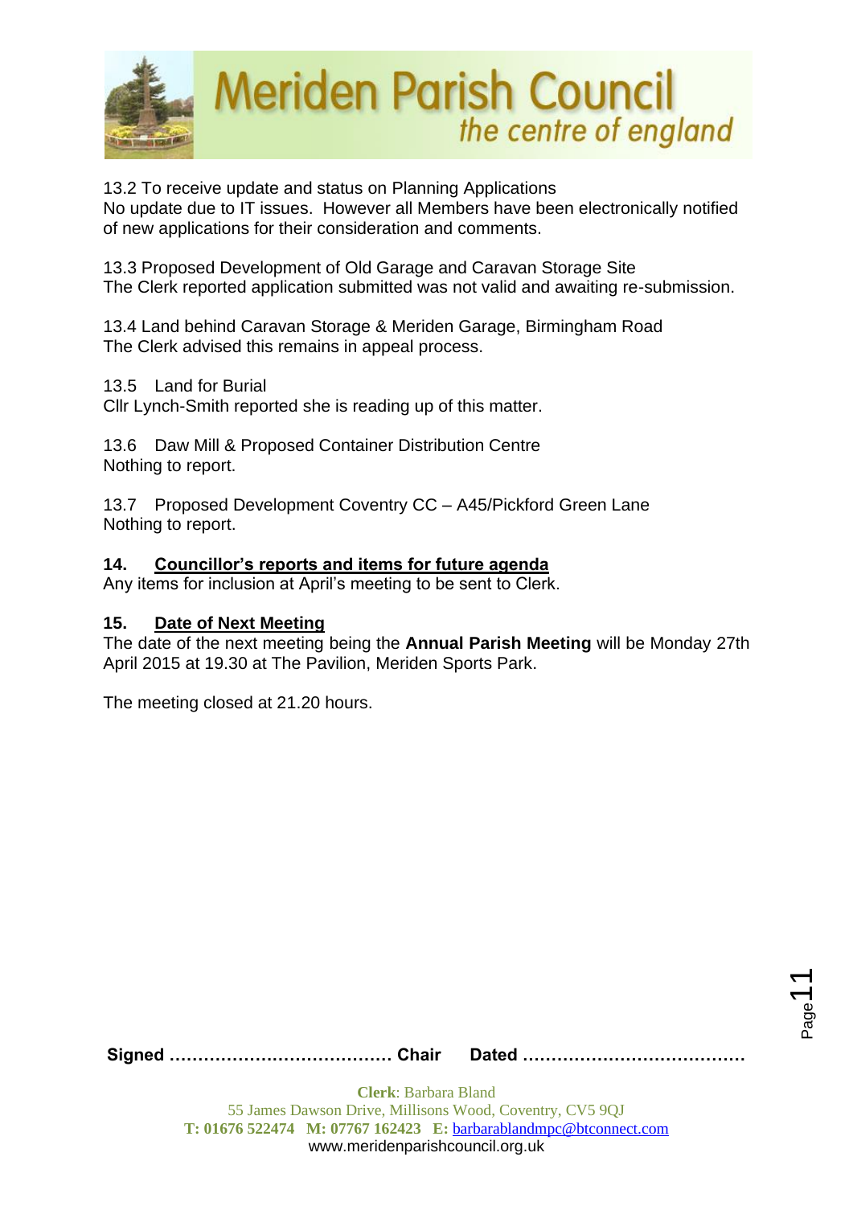13.2 To receive update and status on Planning Applications
No update due to IT issues. However all Members have been electronically notified of new applications for their consideration and comments.

13.3 Proposed Development of Old Garage and Caravan Storage Site
The Clerk reported application submitted was not valid and awaiting re-submission.

13.4 Land behind Caravan Storage & Meriden Garage, Birmingham Road
The Clerk advised this remains in appeal process.

13.5 Land for Burial
Cllr Lynch-Smith reported she is reading up of this matter.

13.6 Daw Mill & Proposed Container Distribution Centre
Nothing to report.

13.7 Proposed Development Coventry CC – A45/Pickford Green Lane
Nothing to report.

## 14. Councillor's reports and items for future agenda

Any items for inclusion at April's meeting to be sent to Clerk.

## 15. Date of Next Meeting

The date of the next meeting being the **Annual Parish Meeting** will be Monday 27th April 2015 at 19.30 at The Pavilion, Meriden Sports Park.

The meeting closed at 21.20 hours.

**Signed ………………………………… Chair Dated …………………………………**

**Clerk**: Barbara Bland
55 James Dawson Drive, Millisons Wood, Coventry, CV5 9QJ
**T: 01676 522474 M: 07767 162423 E:** barbarablandmpc@btconnect.com
www.meridenparishcouncil.org.uk